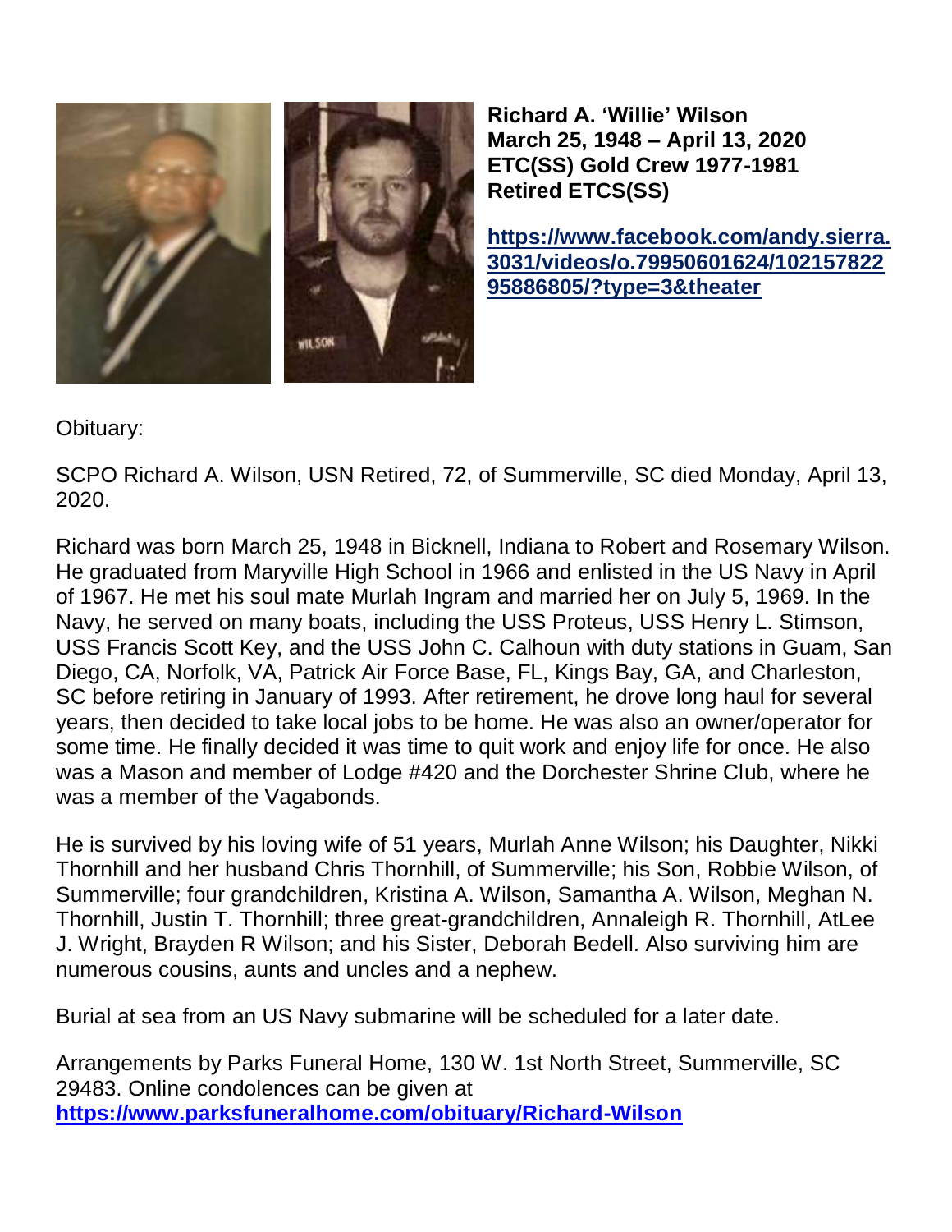**Richard A. 'Willie' Wilson**
**March 25, 1948 – April 13, 2020**
**ETC(SS) Gold Crew 1977-1981**
**Retired ETCS(SS)**

**https://www.facebook.com/andy.sierra.3031/videos/o.79950601624/10215782295886805/?type=3&theater**

Obituary:

SCPO Richard A. Wilson, USN Retired, 72, of Summerville, SC died Monday, April 13, 2020.

Richard was born March 25, 1948 in Bicknell, Indiana to Robert and Rosemary Wilson. He graduated from Maryville High School in 1966 and enlisted in the US Navy in April of 1967. He met his soul mate Murlah Ingram and married her on July 5, 1969. In the Navy, he served on many boats, including the USS Proteus, USS Henry L. Stimson, USS Francis Scott Key, and the USS John C. Calhoun with duty stations in Guam, San Diego, CA, Norfolk, VA, Patrick Air Force Base, FL, Kings Bay, GA, and Charleston, SC before retiring in January of 1993. After retirement, he drove long haul for several years, then decided to take local jobs to be home. He was also an owner/operator for some time. He finally decided it was time to quit work and enjoy life for once. He also was a Mason and member of Lodge #420 and the Dorchester Shrine Club, where he was a member of the Vagabonds.

He is survived by his loving wife of 51 years, Murlah Anne Wilson; his Daughter, Nikki Thornhill and her husband Chris Thornhill, of Summerville; his Son, Robbie Wilson, of Summerville; four grandchildren, Kristina A. Wilson, Samantha A. Wilson, Meghan N. Thornhill, Justin T. Thornhill; three great-grandchildren, Annaleigh R. Thornhill, AtLee J. Wright, Brayden R Wilson; and his Sister, Deborah Bedell. Also surviving him are numerous cousins, aunts and uncles and a nephew.

Burial at sea from an US Navy submarine will be scheduled for a later date.

Arrangements by Parks Funeral Home, 130 W. 1st North Street, Summerville, SC 29483. Online condolences can be given at **https://www.parksfuneralhome.com/obituary/Richard-Wilson**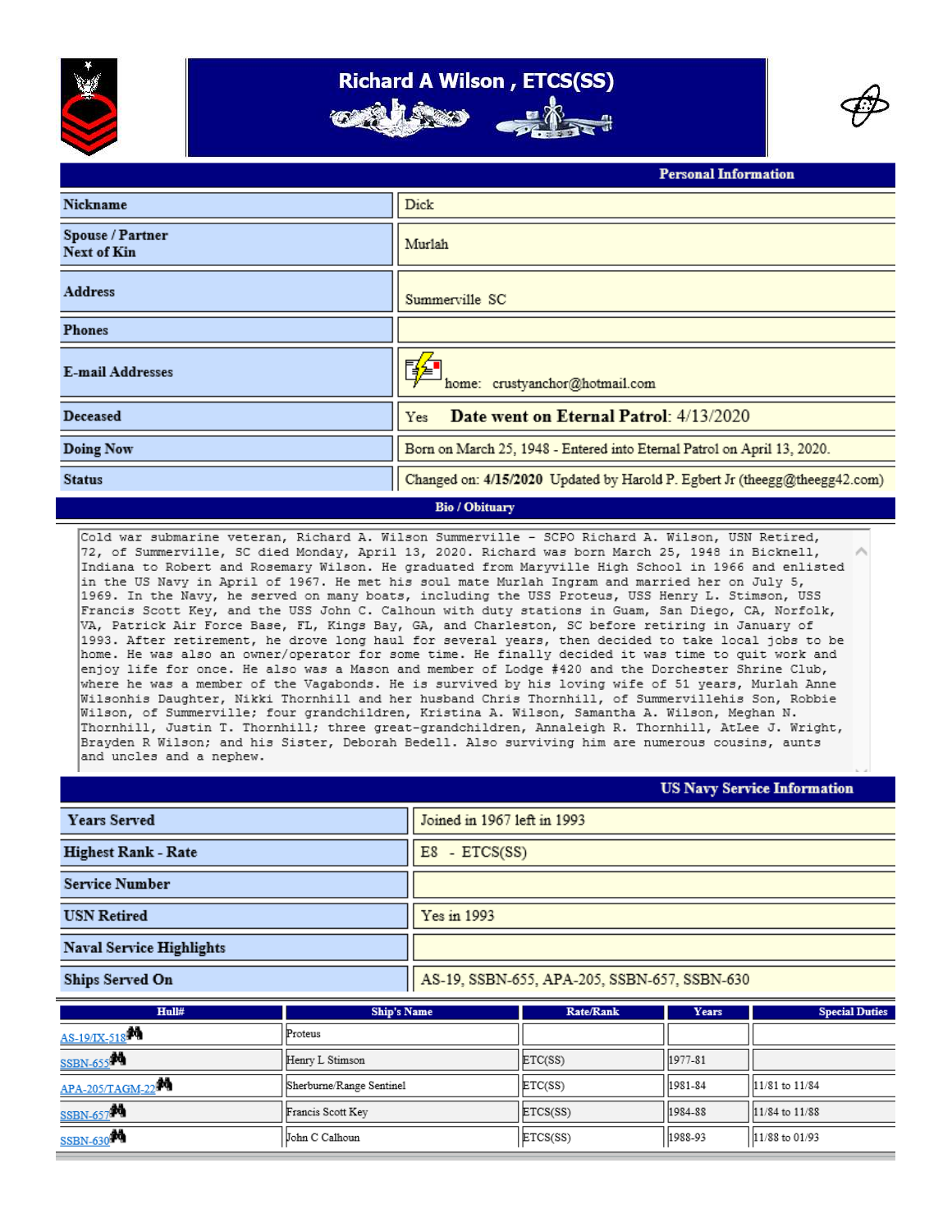# Richard A Wilson , ETCS(SS)

## Personal Information

| | |
|---|---|
| Nickname | Dick |
| Spouse / Partner Next of Kin | Murlah |
| Address | Summerville SC |
| Phones | |
| E-mail Addresses | home: crustyanchor@hotmail.com |
| Deceased | Yes **Date went on Eternal Patrol**: 4/13/2020 |
| Doing Now | Born on March 25, 1948 - Entered into Eternal Patrol on April 13, 2020. |
| Status | Changed on: **4/15/2020** Updated by Harold P. Egbert Jr (theegg@theegg42.com) |

## Bio / Obituary

Cold war submarine veteran, Richard A. Wilson Summerville - SCPO Richard A. Wilson, USN Retired, 72, of Summerville, SC died Monday, April 13, 2020. Richard was born March 25, 1948 in Bicknell, Indiana to Robert and Rosemary Wilson. He graduated from Maryville High School in 1966 and enlisted in the US Navy in April of 1967. He met his soul mate Murlah Ingram and married her on July 5, 1969. In the Navy, he served on many boats, including the USS Proteus, USS Henry L. Stimson, USS Francis Scott Key, and the USS John C. Calhoun with duty stations in Guam, San Diego, CA, Norfolk, VA, Patrick Air Force Base, FL, Kings Bay, GA, and Charleston, SC before retiring in January of 1993. After retirement, he drove long haul for several years, then decided to take local jobs to be home. He was also an owner/operator for some time. He finally decided it was time to quit work and enjoy life for once. He also was a Mason and member of Lodge #420 and the Dorchester Shrine Club, where he was a member of the Vagabonds. He is survived by his loving wife of 51 years, Murlah Anne Wilsonhis Daughter, Nikki Thornhill and her husband Chris Thornhill, of Summervillehis Son, Robbie Wilson, of Summerville; four grandchildren, Kristina A. Wilson, Samantha A. Wilson, Meghan N. Thornhill, Justin T. Thornhill; three great-grandchildren, Annaleigh R. Thornhill, AtLee J. Wright, Brayden R Wilson; and his Sister, Deborah Bedell. Also surviving him are numerous cousins, aunts and uncles and a nephew.

## US Navy Service Information

| | |
|---|---|
| Years Served | Joined in 1967 left in 1993 |
| Highest Rank - Rate | E8 - ETCS(SS) |
| Service Number | |
| USN Retired | Yes in 1993 |
| Naval Service Highlights | |
| Ships Served On | AS-19, SSBN-655, APA-205, SSBN-657, SSBN-630 |

| Hull# | Ship's Name | Rate/Rank | Years | Special Duties |
|---|---|---|---|---|
| AS-19/IX-518 | Proteus | | | |
| SSBN-655 | Henry L Stimson | ETC(SS) | 1977-81 | |
| APA-205/TAGM-22 | Sherburne/Range Sentinel | ETC(SS) | 1981-84 | 11/81 to 11/84 |
| SSBN-657 | Francis Scott Key | ETCS(SS) | 1984-88 | 11/84 to 11/88 |
| SSBN-630 | John C Calhoun | ETCS(SS) | 1988-93 | 11/88 to 01/93 |